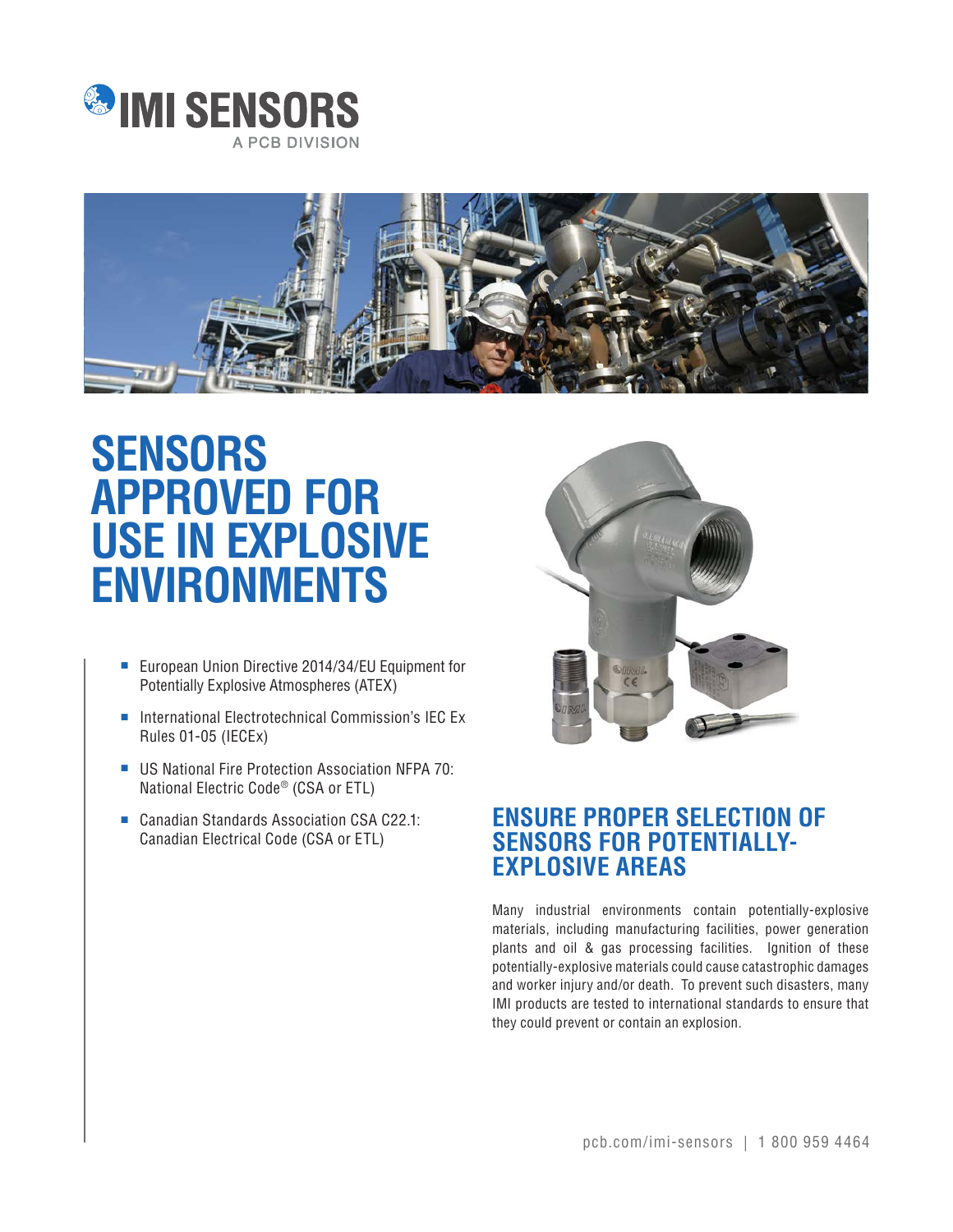# IMI SENSORS

A PCB DIVISION

# SENSORS APPROVED FOR USE IN EXPLOSIVE ENVIRONMENTS

- European Union Directive 2014/34/EU Equipment for Potentially Explosive Atmospheres (ATEX)
- International Electrotechnical Commission's IEC Ex Rules 01-05 (IECEx)
- US National Fire Protection Association NFPA 70: National Electric Code® (CSA or ETL)
- Canadian Standards Association CSA C22.1: Canadian Electrical Code (CSA or ETL)

## ENSURE PROPER SELECTION OF SENSORS FOR POTENTIALLY-EXPLOSIVE AREAS

Many industrial environments contain potentially-explosive materials, including manufacturing facilities, power generation plants and oil & gas processing facilities. Ignition of these potentially-explosive materials could cause catastrophic damages and worker injury and/or death. To prevent such disasters, many IMI products are tested to international standards to ensure that they could prevent or contain an explosion.

pcb.com/imi-sensors | 1 800 959 4464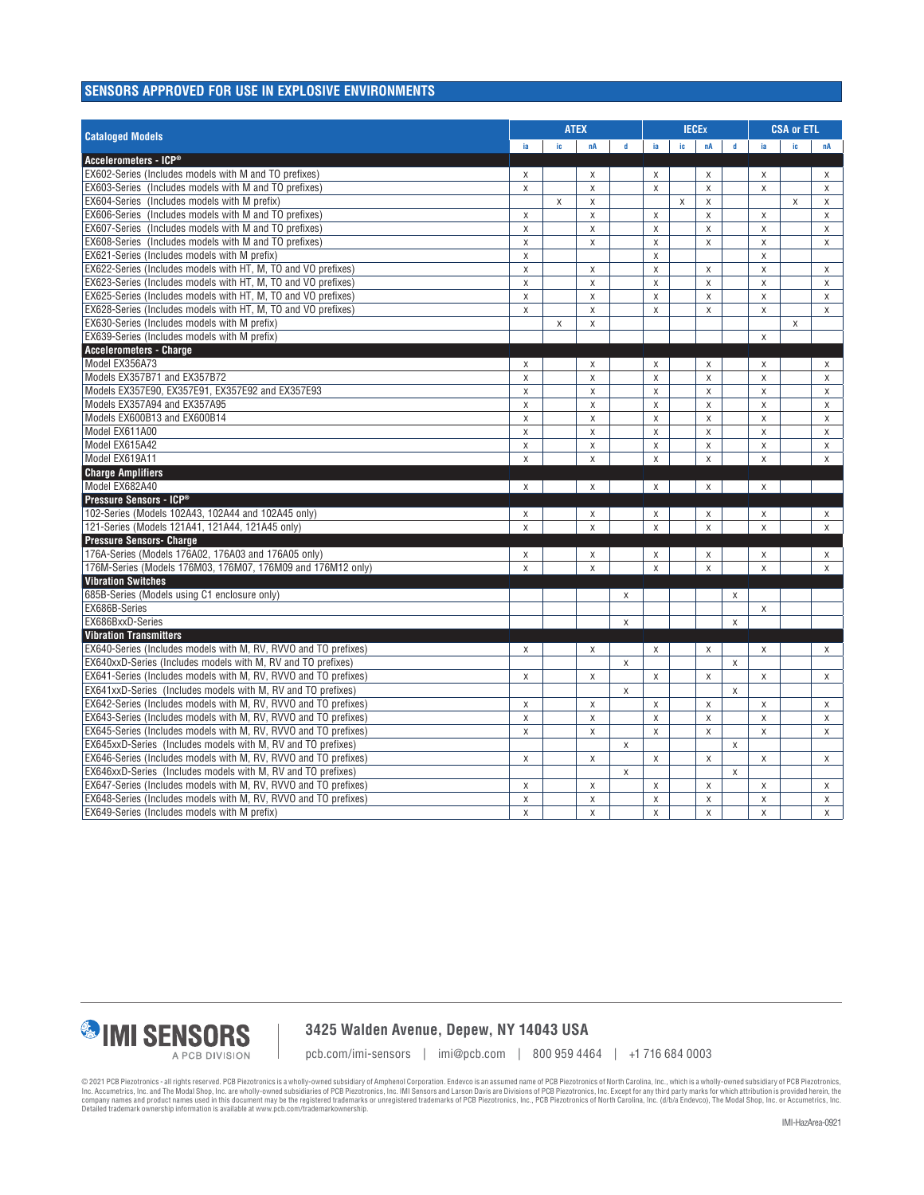## SENSORS APPROVED FOR USE IN EXPLOSIVE ENVIRONMENTS

| Cataloged Models | ATEX | | | | IECEx | | | | CSA or ETL | | |
|---|---|---|---|---|---|---|---|---|---|---|---|
| | ia | ic | nA | d | ia | ic | nA | d | ia | ic | nA |
| **Accelerometers - ICP®** | | | | | | | | | | | |
| EX602-Series (Includes models with M and TO prefixes) | x | | x | | x | | x | | x | | x |
| EX603-Series (Includes models with M and TO prefixes) | x | | x | | x | | x | | x | | x |
| EX604-Series (Includes models with M prefix) | | x | x | | | x | x | | | x | x |
| EX606-Series (Includes models with M and TO prefixes) | x | | x | | x | | x | | x | | x |
| EX607-Series (Includes models with M and TO prefixes) | x | | x | | x | | x | | x | | x |
| EX608-Series (Includes models with M and TO prefixes) | x | | x | | x | | x | | x | | x |
| EX621-Series (Includes models with M prefix) | x | | | | x | | | | x | | |
| EX622-Series (Includes models with HT, M, TO and VO prefixes) | x | | x | | x | | x | | x | | x |
| EX623-Series (Includes models with HT, M, TO and VO prefixes) | x | | x | | x | | x | | x | | x |
| EX625-Series (Includes models with HT, M, TO and VO prefixes) | x | | x | | x | | x | | x | | x |
| EX628-Series (Includes models with HT, M, TO and VO prefixes) | x | | x | | x | | x | | x | | x |
| EX630-Series (Includes models with M prefix) | | x | x | | | | | | | x | |
| EX639-Series (Includes models with M prefix) | | | | | | | | | x | | |
| **Accelerometers - Charge** | | | | | | | | | | | |
| Model EX356A73 | x | | x | | x | | x | | x | | x |
| Models EX357B71 and EX357B72 | x | | x | | x | | x | | x | | x |
| Models EX357E90, EX357E91, EX357E92 and EX357E93 | x | | x | | x | | x | | x | | x |
| Models EX357A94 and EX357A95 | x | | x | | x | | x | | x | | x |
| Models EX600B13 and EX600B14 | x | | x | | x | | x | | x | | x |
| Model EX611A00 | x | | x | | x | | x | | x | | x |
| Model EX615A42 | x | | x | | x | | x | | x | | x |
| Model EX619A11 | x | | x | | x | | x | | x | | x |
| **Charge Amplifiers** | | | | | | | | | | | |
| Model EX682A40 | x | | x | | x | | x | | x | | |
| **Pressure Sensors - ICP®** | | | | | | | | | | | |
| 102-Series (Models 102A43, 102A44 and 102A45 only) | x | | x | | x | | x | | x | | x |
| 121-Series (Models 121A41, 121A44, 121A45 only) | x | | x | | x | | x | | x | | x |
| **Pressure Sensors- Charge** | | | | | | | | | | | |
| 176A-Series (Models 176A02, 176A03 and 176A05 only) | x | | x | | x | | x | | x | | x |
| 176M-Series (Models 176M03, 176M07, 176M09 and 176M12 only) | x | | x | | x | | x | | x | | x |
| **Vibration Switches** | | | | | | | | | | | |
| 685B-Series (Models using C1 enclosure only) | | | | x | | | | x | | | |
| EX686B-Series | | | | | | | | | x | | |
| EX686BxxD-Series | | | | x | | | | x | | | |
| **Vibration Transmitters** | | | | | | | | | | | |
| EX640-Series (Includes models with M, RV, RVVO and TO prefixes) | x | | x | | x | | x | | x | | x |
| EX640xxD-Series (Includes models with M, RV and TO prefixes) | | | | x | | | | x | | | |
| EX641-Series (Includes models with M, RV, RVVO and TO prefixes) | x | | x | | x | | x | | x | | x |
| EX641xxD-Series (Includes models with M, RV and TO prefixes) | | | | x | | | | x | | | |
| EX642-Series (Includes models with M, RV, RVVO and TO prefixes) | x | | x | | x | | x | | x | | x |
| EX643-Series (Includes models with M, RV, RVVO and TO prefixes) | x | | x | | x | | x | | x | | x |
| EX645-Series (Includes models with M, RV, RVVO and TO prefixes) | x | | x | | x | | x | | x | | x |
| EX645xxD-Series (Includes models with M, RV and TO prefixes) | | | | x | | | | x | | | |
| EX646-Series (Includes models with M, RV, RVVO and TO prefixes) | x | | x | | x | | x | | x | | x |
| EX646xxD-Series (Includes models with M, RV and TO prefixes) | | | | x | | | | x | | | |
| EX647-Series (Includes models with M, RV, RVVO and TO prefixes) | x | | x | | x | | x | | x | | x |
| EX648-Series (Includes models with M, RV, RVVO and TO prefixes) | x | | x | | x | | x | | x | | x |
| EX649-Series (Includes models with M prefix) | x | | x | | x | | x | | x | | x |

**IMI SENSORS** A PCB DIVISION

**3425 Walden Avenue, Depew, NY 14043 USA**

pcb.com/imi-sensors | imi@pcb.com | 800 959 4464 | +1 716 684 0003

© 2021 PCB Piezotronics - all rights reserved. PCB Piezotronics is a wholly-owned subsidiary of Amphenol Corporation. Endevco is an assumed name of PCB Piezotronics of North Carolina, Inc., which is a wholly-owned subsidiary of PCB Piezotronics, Inc. Accumetrics, Inc. and The Modal Shop, Inc. are wholly-owned subsidiaries of PCB Piezotronics, Inc. IMI Sensors and Larson Davis are Divisions of PCB Piezotronics, Inc. Except for any third party marks for which attribution is provided herein, the company names and product names used in this document may be the registered trademarks or unregistered trademarks of PCB Piezotronics, Inc., PCB Piezotronics of North Carolina, Inc. (d/b/a Endevco), The Modal Shop, Inc. or Accumetrics, Inc. Detailed trademark ownership information is available at www.pcb.com/trademarkownership.

IMI-HazArea-0921